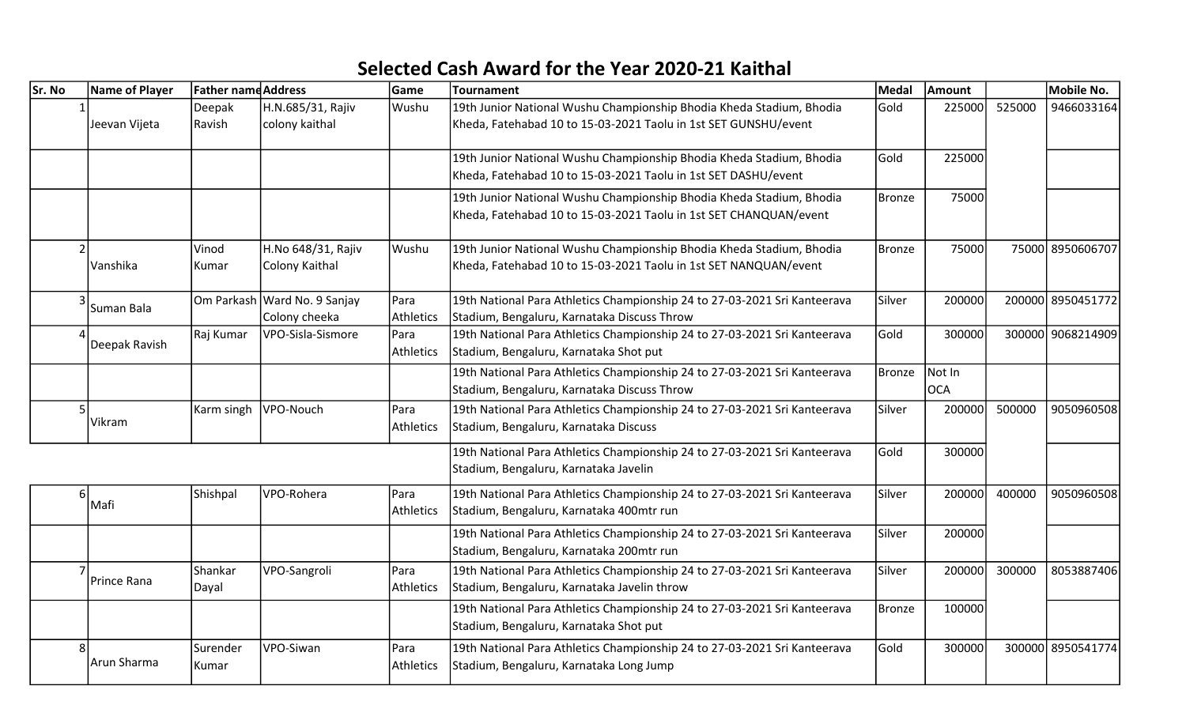# Selected Cash Award for the Year 2020-21 Kaithal

| Sr. No | Name of Player | Father name | Address | Game | Tournament | Medal | Amount | | Mobile No. |
|---|---|---|---|---|---|---|---|---|---|
| 1 | Jeevan Vijeta | Deepak Ravish | H.N.685/31, Rajiv colony kaithal | Wushu | 19th Junior National Wushu Championship Bhodia Kheda Stadium, Bhodia Kheda, Fatehabad 10 to 15-03-2021 Taolu in 1st SET GUNSHU/event | Gold | 225000 | 525000 | 9466033164 |
| | | | | | 19th Junior National Wushu Championship Bhodia Kheda Stadium, Bhodia Kheda, Fatehabad 10 to 15-03-2021 Taolu in 1st SET DASHU/event | Gold | 225000 | | |
| | | | | | 19th Junior National Wushu Championship Bhodia Kheda Stadium, Bhodia Kheda, Fatehabad 10 to 15-03-2021 Taolu in 1st SET CHANQUAN/event | Bronze | 75000 | | |
| 2 | Vanshika | Vinod Kumar | H.No 648/31, Rajiv Colony Kaithal | Wushu | 19th Junior National Wushu Championship Bhodia Kheda Stadium, Bhodia Kheda, Fatehabad 10 to 15-03-2021 Taolu in 1st SET NANQUAN/event | Bronze | 75000 | 75000 | 8950606707 |
| 3 | Suman Bala | Om Parkash | Ward No. 9 Sanjay Colony cheeka | Para Athletics | 19th National Para Athletics Championship 24 to 27-03-2021 Sri Kanteerava Stadium, Bengaluru, Karnataka Discuss Throw | Silver | 200000 | 200000 | 8950451772 |
| 4 | Deepak Ravish | Raj Kumar | VPO-Sisla-Sismore | Para Athletics | 19th National Para Athletics Championship 24 to 27-03-2021 Sri Kanteerava Stadium, Bengaluru, Karnataka Shot put | Gold | 300000 | 300000 | 9068214909 |
| | | | | | 19th National Para Athletics Championship 24 to 27-03-2021 Sri Kanteerava Stadium, Bengaluru, Karnataka Discuss Throw | Bronze | Not In OCA | | |
| 5 | Vikram | Karm singh | VPO-Nouch | Para Athletics | 19th National Para Athletics Championship 24 to 27-03-2021 Sri Kanteerava Stadium, Bengaluru, Karnataka Discuss | Silver | 200000 | 500000 | 9050960508 |
| | | | | | 19th National Para Athletics Championship 24 to 27-03-2021 Sri Kanteerava Stadium, Bengaluru, Karnataka Javelin | Gold | 300000 | | |
| 6 | Mafi | Shishpal | VPO-Rohera | Para Athletics | 19th National Para Athletics Championship 24 to 27-03-2021 Sri Kanteerava Stadium, Bengaluru, Karnataka 400mtr run | Silver | 200000 | 400000 | 9050960508 |
| | | | | | 19th National Para Athletics Championship 24 to 27-03-2021 Sri Kanteerava Stadium, Bengaluru, Karnataka 200mtr run | Silver | 200000 | | |
| 7 | Prince Rana | Shankar Dayal | VPO-Sangroli | Para Athletics | 19th National Para Athletics Championship 24 to 27-03-2021 Sri Kanteerava Stadium, Bengaluru, Karnataka Javelin throw | Silver | 200000 | 300000 | 8053887406 |
| | | | | | 19th National Para Athletics Championship 24 to 27-03-2021 Sri Kanteerava Stadium, Bengaluru, Karnataka Shot put | Bronze | 100000 | | |
| 8 | Arun Sharma | Surender Kumar | VPO-Siwan | Para Athletics | 19th National Para Athletics Championship 24 to 27-03-2021 Sri Kanteerava Stadium, Bengaluru, Karnataka Long Jump | Gold | 300000 | 300000 | 8950541774 |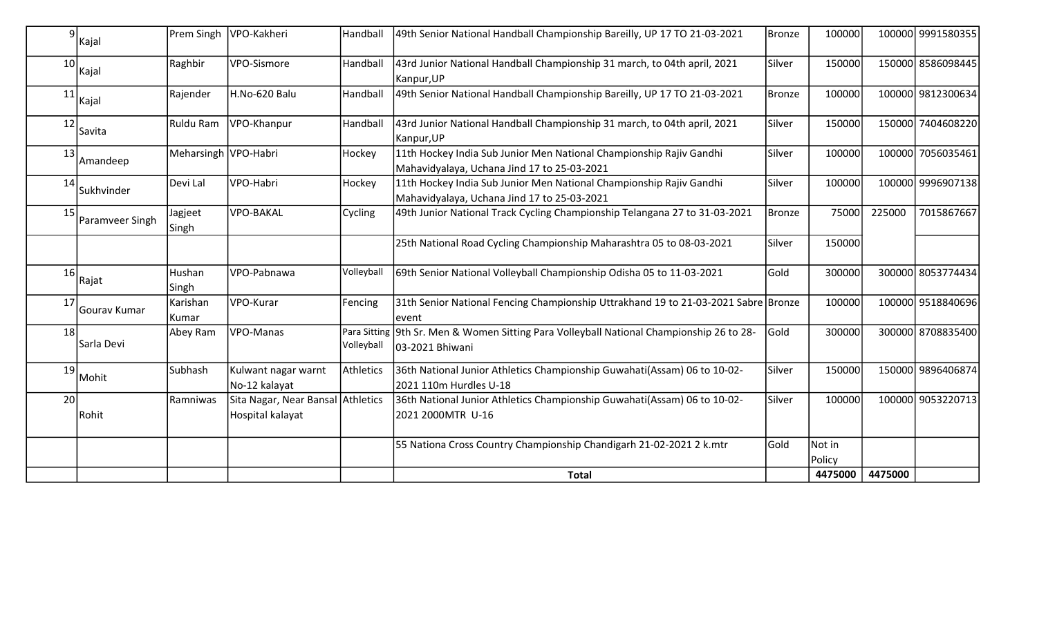| | | | | | | | | | |
|---|---|---|---|---|---|---|---|---|---|
| 9 | Kajal | Prem Singh | VPO-Kakheri | Handball | 49th Senior National Handball Championship Bareilly, UP 17 TO 21-03-2021 | Bronze | 100000 | 100000 | 9991580355 |
| 10 | Kajal | Raghbir | VPO-Sismore | Handball | 43rd Junior National Handball Championship 31 march, to 04th april, 2021 Kanpur,UP | Silver | 150000 | 150000 | 8586098445 |
| 11 | Kajal | Rajender | H.No-620 Balu | Handball | 49th Senior National Handball Championship Bareilly, UP 17 TO 21-03-2021 | Bronze | 100000 | 100000 | 9812300634 |
| 12 | Savita | Ruldu Ram | VPO-Khanpur | Handball | 43rd Junior National Handball Championship 31 march, to 04th april, 2021 Kanpur,UP | Silver | 150000 | 150000 | 7404608220 |
| 13 | Amandeep | Meharsingh | VPO-Habri | Hockey | 11th Hockey India Sub Junior Men National Championship Rajiv Gandhi Mahavidyalaya, Uchana Jind 17 to 25-03-2021 | Silver | 100000 | 100000 | 7056035461 |
| 14 | Sukhvinder | Devi Lal | VPO-Habri | Hockey | 11th Hockey India Sub Junior Men National Championship Rajiv Gandhi Mahavidyalaya, Uchana Jind 17 to 25-03-2021 | Silver | 100000 | 100000 | 9996907138 |
| 15 | Paramveer Singh | Jagjeet Singh | VPO-BAKAL | Cycling | 49th Junior National Track Cycling Championship Telangana 27 to 31-03-2021 | Bronze | 75000 | 225000 | 7015867667 |
| | | | | | 25th National Road Cycling Championship Maharashtra 05 to 08-03-2021 | Silver | 150000 | | |
| 16 | Rajat | Hushan Singh | VPO-Pabnawa | Volleyball | 69th Senior National Volleyball Championship Odisha 05 to 11-03-2021 | Gold | 300000 | 300000 | 8053774434 |
| 17 | Gourav Kumar | Karishan Kumar | VPO-Kurar | Fencing | 31th Senior National Fencing Championship Uttrakhand 19 to 21-03-2021 Sabre event | Bronze | 100000 | 100000 | 9518840696 |
| 18 | Sarla Devi | Abey Ram | VPO-Manas | Para Sitting Volleyball | 9th Sr. Men & Women Sitting Para Volleyball National Championship 26 to 28-03-2021 Bhiwani | Gold | 300000 | 300000 | 8708835400 |
| 19 | Mohit | Subhash | Kulwant nagar warnt No-12 kalayat | Athletics | 36th National Junior Athletics Championship Guwahati(Assam) 06 to 10-02-2021 110m Hurdles U-18 | Silver | 150000 | 150000 | 9896406874 |
| 20 | Rohit | Ramniwas | Sita Nagar, Near Bansal Hospital kalayat | Athletics | 36th National Junior Athletics Championship Guwahati(Assam) 06 to 10-02-2021 2000MTR U-16 | Silver | 100000 | 100000 | 9053220713 |
| | | | | | 55 Nationa Cross Country Championship Chandigarh 21-02-2021 2 k.mtr | Gold | Not in Policy | | |
| | | | | | **Total** | | **4475000** | **4475000** | |